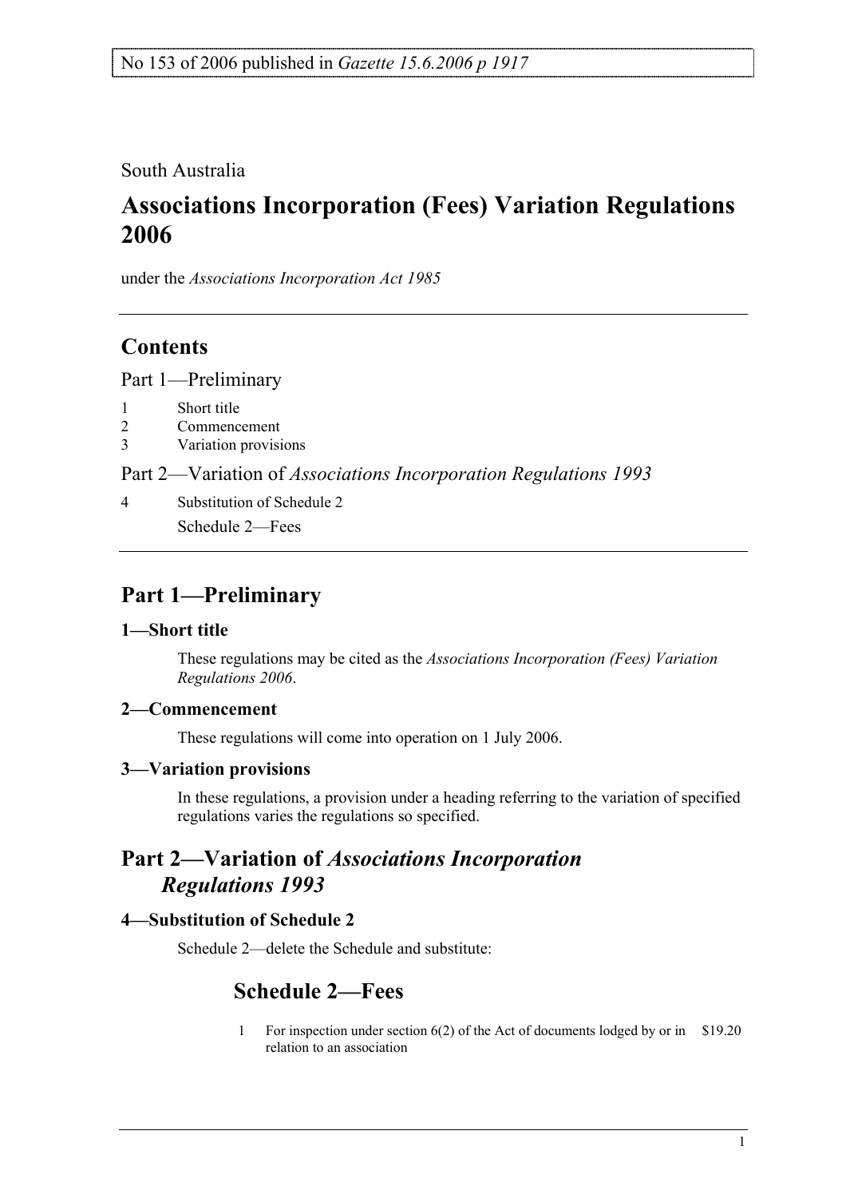No 153 of 2006 published in *Gazette 15.6.2006 p 1917*

South Australia

# Associations Incorporation (Fees) Variation Regulations 2006

under the *Associations Incorporation Act 1985*

## Contents

Part 1—Preliminary

1 Short title
2 Commencement
3 Variation provisions

Part 2—Variation of *Associations Incorporation Regulations 1993*

4 Substitution of Schedule 2
Schedule 2—Fees

## Part 1—Preliminary

### 1—Short title

These regulations may be cited as the *Associations Incorporation (Fees) Variation Regulations 2006*.

### 2—Commencement

These regulations will come into operation on 1 July 2006.

### 3—Variation provisions

In these regulations, a provision under a heading referring to the variation of specified regulations varies the regulations so specified.

## Part 2—Variation of *Associations Incorporation Regulations 1993*

### 4—Substitution of Schedule 2

Schedule 2—delete the Schedule and substitute:

## Schedule 2—Fees

| | | |
|---|---|---|
| 1 | For inspection under section 6(2) of the Act of documents lodged by or in relation to an association | $19.20 |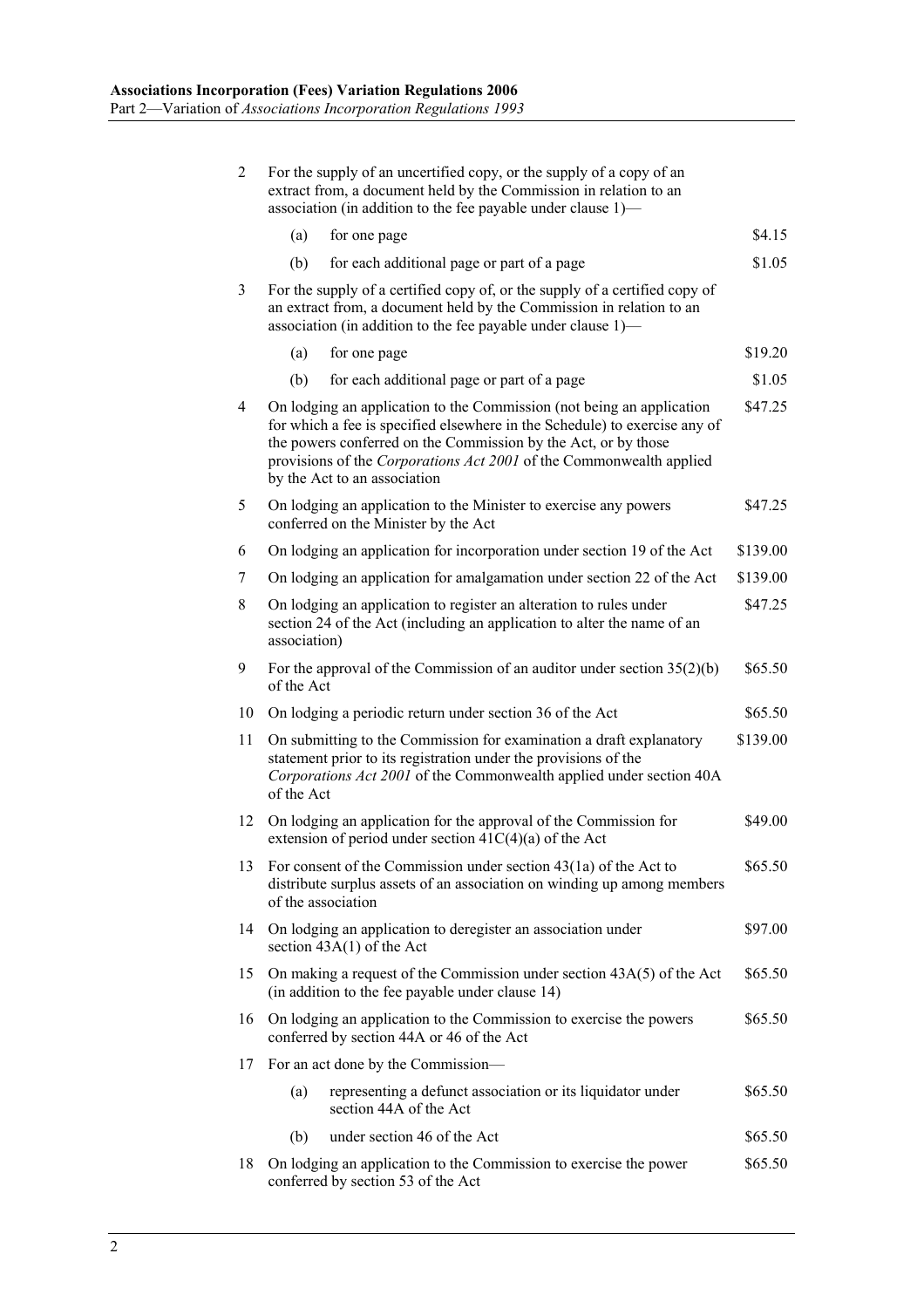| | | |
|---|---|---|
| 2 | For the supply of an uncertified copy, or the supply of a copy of an extract from, a document held by the Commission in relation to an association (in addition to the fee payable under clause 1)— | |
| | (a) for one page | \$4.15 |
| | (b) for each additional page or part of a page | \$1.05 |
| 3 | For the supply of a certified copy of, or the supply of a certified copy of an extract from, a document held by the Commission in relation to an association (in addition to the fee payable under clause 1)— | |
| | (a) for one page | \$19.20 |
| | (b) for each additional page or part of a page | \$1.05 |
| 4 | On lodging an application to the Commission (not being an application for which a fee is specified elsewhere in the Schedule) to exercise any of the powers conferred on the Commission by the Act, or by those provisions of the *Corporations Act 2001* of the Commonwealth applied by the Act to an association | \$47.25 |
| 5 | On lodging an application to the Minister to exercise any powers conferred on the Minister by the Act | \$47.25 |
| 6 | On lodging an application for incorporation under section 19 of the Act | \$139.00 |
| 7 | On lodging an application for amalgamation under section 22 of the Act | \$139.00 |
| 8 | On lodging an application to register an alteration to rules under section 24 of the Act (including an application to alter the name of an association) | \$47.25 |
| 9 | For the approval of the Commission of an auditor under section 35(2)(b) of the Act | \$65.50 |
| 10 | On lodging a periodic return under section 36 of the Act | \$65.50 |
| 11 | On submitting to the Commission for examination a draft explanatory statement prior to its registration under the provisions of the *Corporations Act 2001* of the Commonwealth applied under section 40A of the Act | \$139.00 |
| 12 | On lodging an application for the approval of the Commission for extension of period under section 41C(4)(a) of the Act | \$49.00 |
| 13 | For consent of the Commission under section 43(1a) of the Act to distribute surplus assets of an association on winding up among members of the association | \$65.50 |
| 14 | On lodging an application to deregister an association under section 43A(1) of the Act | \$97.00 |
| 15 | On making a request of the Commission under section 43A(5) of the Act (in addition to the fee payable under clause 14) | \$65.50 |
| 16 | On lodging an application to the Commission to exercise the powers conferred by section 44A or 46 of the Act | \$65.50 |
| 17 | For an act done by the Commission— | |
| | (a) representing a defunct association or its liquidator under section 44A of the Act | \$65.50 |
| | (b) under section 46 of the Act | \$65.50 |
| 18 | On lodging an application to the Commission to exercise the power conferred by section 53 of the Act | \$65.50 |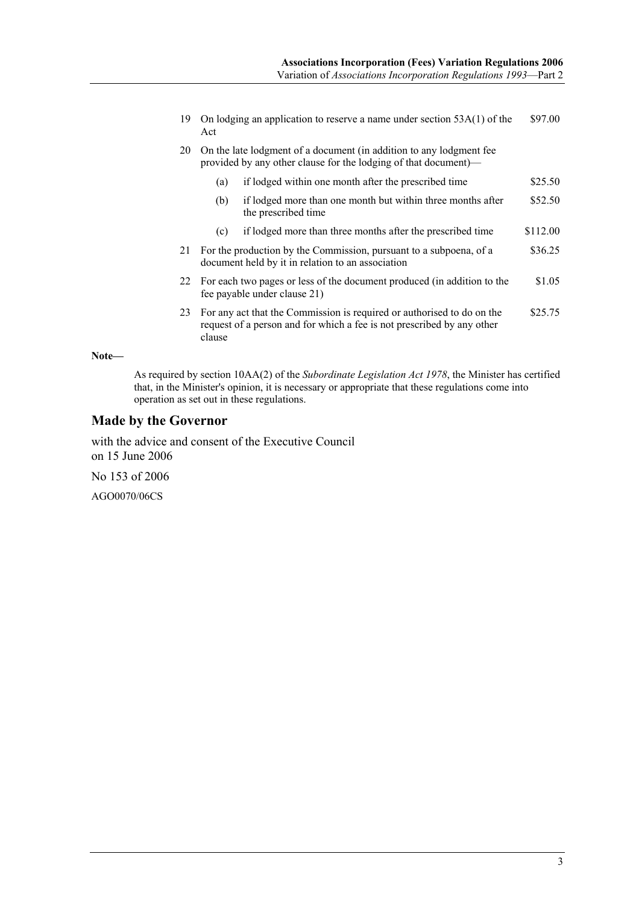| | | | |
|---|---|---|---|
| 19 | On lodging an application to reserve a name under section 53A(1) of the Act | | $97.00 |
| 20 | On the late lodgment of a document (in addition to any lodgment fee provided by any other clause for the lodging of that document)— | | |
| | (a) | if lodged within one month after the prescribed time | $25.50 |
| | (b) | if lodged more than one month but within three months after the prescribed time | $52.50 |
| | (c) | if lodged more than three months after the prescribed time | $112.00 |
| 21 | For the production by the Commission, pursuant to a subpoena, of a document held by it in relation to an association | | $36.25 |
| 22 | For each two pages or less of the document produced (in addition to the fee payable under clause 21) | | $1.05 |
| 23 | For any act that the Commission is required or authorised to do on the request of a person and for which a fee is not prescribed by any other clause | | $25.75 |

**Note—**

As required by section 10AA(2) of the *Subordinate Legislation Act 1978*, the Minister has certified that, in the Minister's opinion, it is necessary or appropriate that these regulations come into operation as set out in these regulations.

## Made by the Governor

with the advice and consent of the Executive Council
on 15 June 2006

No 153 of 2006

AGO0070/06CS